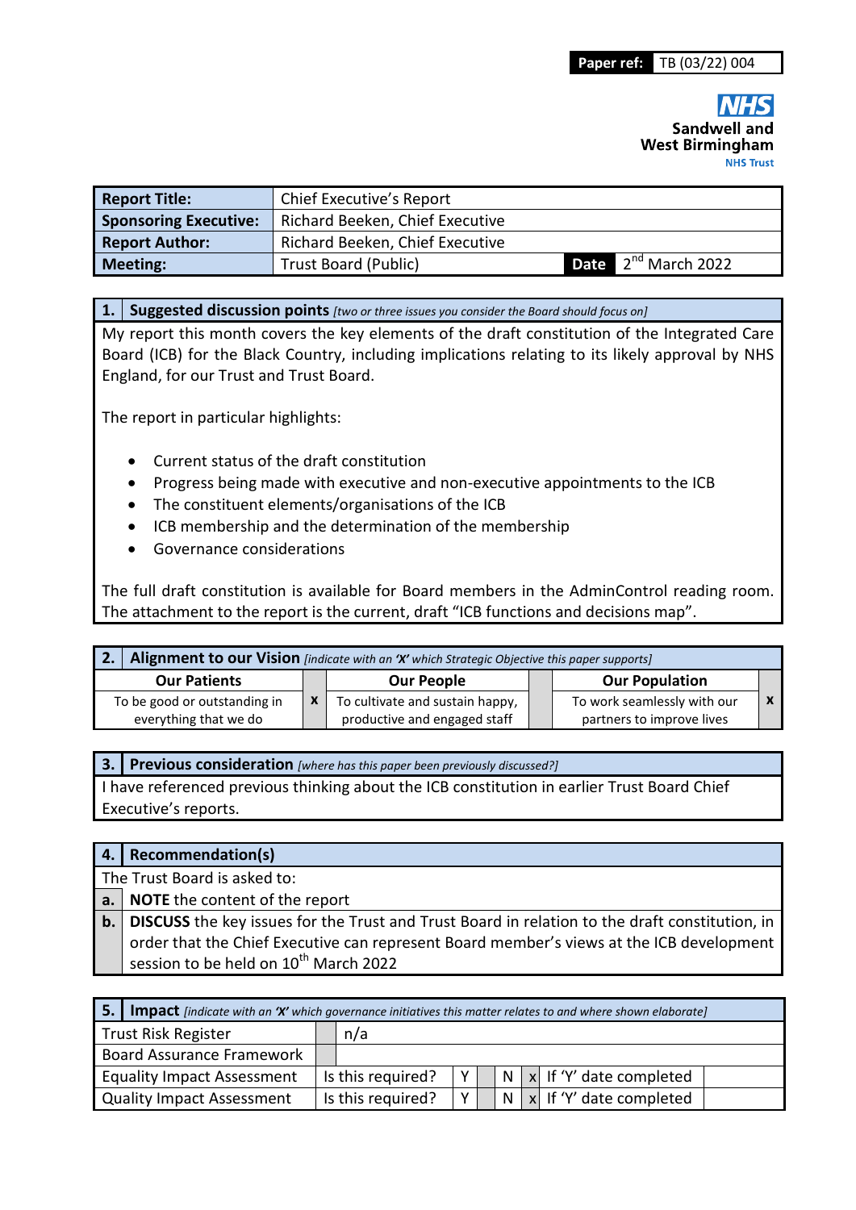| **Paper ref:** | TB (03/22) 004 |
|---|---|

**NHS**
**Sandwell and West Birmingham**
**NHS Trust**

| **Report Title:** | Chief Executive's Report | | |
|---|---|---|---|
| **Sponsoring Executive:** | Richard Beeken, Chief Executive | | |
| **Report Author:** | Richard Beeken, Chief Executive | | |
| **Meeting:** | Trust Board (Public) | **Date** | 2nd March 2022 |

## 1. Suggested discussion points *[two or three issues you consider the Board should focus on]*

My report this month covers the key elements of the draft constitution of the Integrated Care Board (ICB) for the Black Country, including implications relating to its likely approval by NHS England, for our Trust and Trust Board.

The report in particular highlights:

- Current status of the draft constitution
- Progress being made with executive and non-executive appointments to the ICB
- The constituent elements/organisations of the ICB
- ICB membership and the determination of the membership
- Governance considerations

The full draft constitution is available for Board members in the AdminControl reading room. The attachment to the report is the current, draft "ICB functions and decisions map".

## 2. Alignment to our Vision *[indicate with an 'X' which Strategic Objective this paper supports]*

| Our Patients | | Our People | | Our Population | |
|---|---|---|---|---|---|
| To be good or outstanding in everything that we do | x | To cultivate and sustain happy, productive and engaged staff | | To work seamlessly with our partners to improve lives | x |

## 3. Previous consideration *[where has this paper been previously discussed?]*

I have referenced previous thinking about the ICB constitution in earlier Trust Board Chief Executive's reports.

## 4. Recommendation(s)

The Trust Board is asked to:

| | |
|---|---|
| **a.** | **NOTE** the content of the report |
| **b.** | **DISCUSS** the key issues for the Trust and Trust Board in relation to the draft constitution, in order that the Chief Executive can represent Board member's views at the ICB development session to be held on 10th March 2022 |

## 5. Impact *[indicate with an 'X' which governance initiatives this matter relates to and where shown elaborate]*

| Trust Risk Register | | n/a | | | | | | |
|---|---|---|---|---|---|---|---|---|
| Board Assurance Framework | | | | | | | | |
| Equality Impact Assessment | Is this required? | Y | | N | x | If 'Y' date completed | | |
| Quality Impact Assessment | Is this required? | Y | | N | x | If 'Y' date completed | | |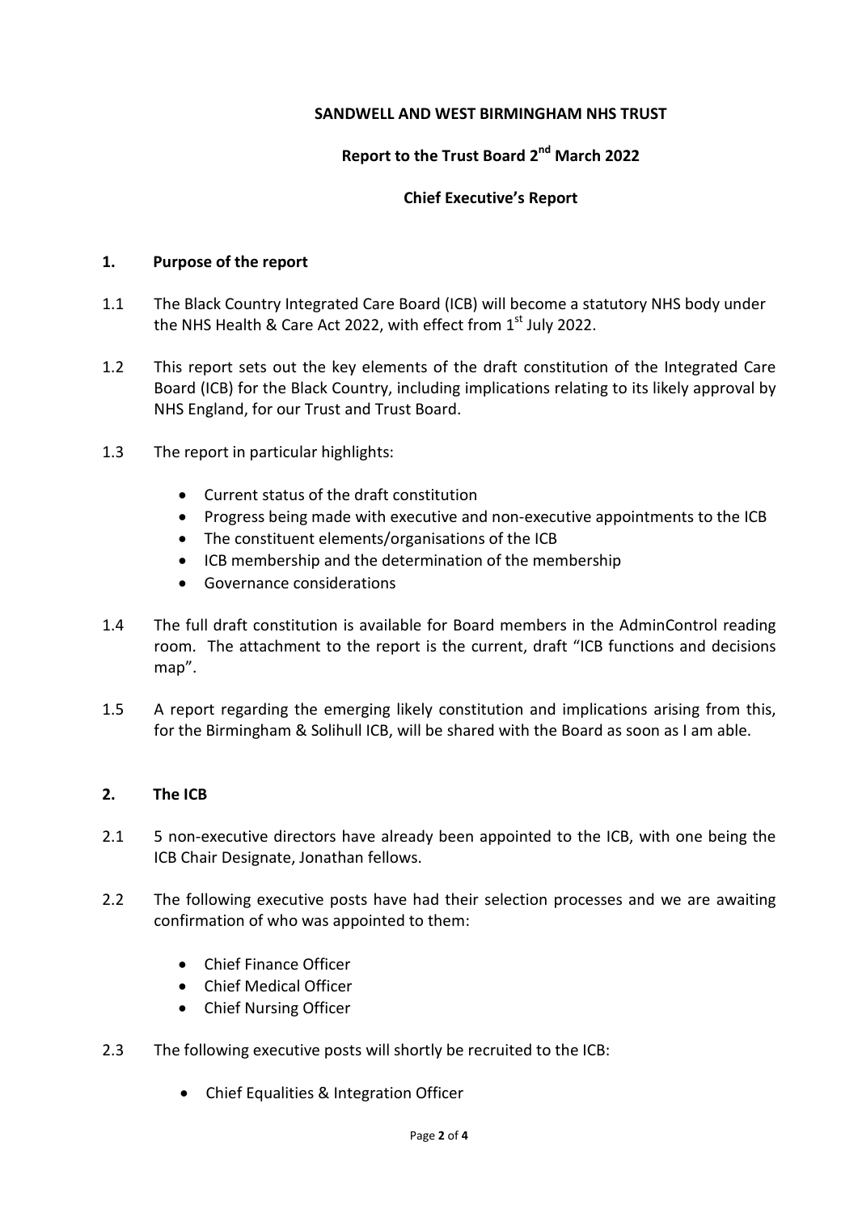**SANDWELL AND WEST BIRMINGHAM NHS TRUST**

**Report to the Trust Board 2nd March 2022**

**Chief Executive's Report**

## 1. Purpose of the report

1.1 The Black Country Integrated Care Board (ICB) will become a statutory NHS body under the NHS Health & Care Act 2022, with effect from 1st July 2022.

1.2 This report sets out the key elements of the draft constitution of the Integrated Care Board (ICB) for the Black Country, including implications relating to its likely approval by NHS England, for our Trust and Trust Board.

1.3 The report in particular highlights:

- Current status of the draft constitution
- Progress being made with executive and non-executive appointments to the ICB
- The constituent elements/organisations of the ICB
- ICB membership and the determination of the membership
- Governance considerations

1.4 The full draft constitution is available for Board members in the AdminControl reading room. The attachment to the report is the current, draft "ICB functions and decisions map".

1.5 A report regarding the emerging likely constitution and implications arising from this, for the Birmingham & Solihull ICB, will be shared with the Board as soon as I am able.

## 2. The ICB

2.1 5 non-executive directors have already been appointed to the ICB, with one being the ICB Chair Designate, Jonathan fellows.

2.2 The following executive posts have had their selection processes and we are awaiting confirmation of who was appointed to them:

- Chief Finance Officer
- Chief Medical Officer
- Chief Nursing Officer

2.3 The following executive posts will shortly be recruited to the ICB:

- Chief Equalities & Integration Officer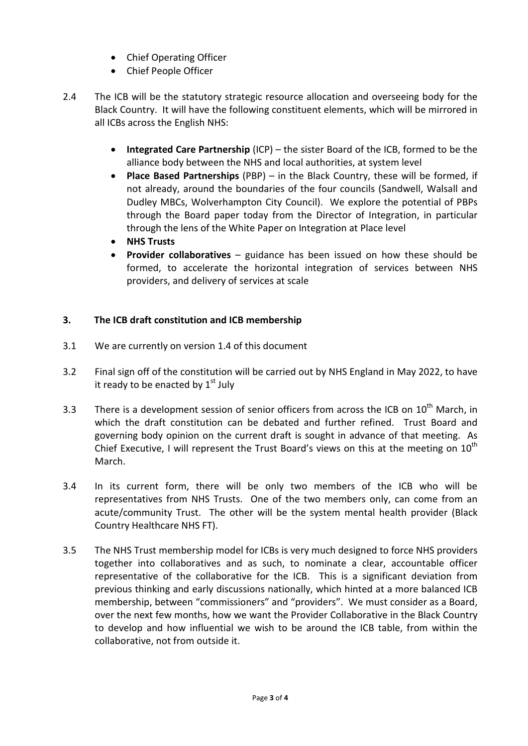- Chief Operating Officer
- Chief People Officer

2.4 The ICB will be the statutory strategic resource allocation and overseeing body for the Black Country. It will have the following constituent elements, which will be mirrored in all ICBs across the English NHS:

- **Integrated Care Partnership** (ICP) – the sister Board of the ICB, formed to be the alliance body between the NHS and local authorities, at system level
- **Place Based Partnerships** (PBP) – in the Black Country, these will be formed, if not already, around the boundaries of the four councils (Sandwell, Walsall and Dudley MBCs, Wolverhampton City Council). We explore the potential of PBPs through the Board paper today from the Director of Integration, in particular through the lens of the White Paper on Integration at Place level
- **NHS Trusts**
- **Provider collaboratives** – guidance has been issued on how these should be formed, to accelerate the horizontal integration of services between NHS providers, and delivery of services at scale

## 3. The ICB draft constitution and ICB membership

3.1 We are currently on version 1.4 of this document

3.2 Final sign off of the constitution will be carried out by NHS England in May 2022, to have it ready to be enacted by 1st July

3.3 There is a development session of senior officers from across the ICB on 10th March, in which the draft constitution can be debated and further refined. Trust Board and governing body opinion on the current draft is sought in advance of that meeting. As Chief Executive, I will represent the Trust Board's views on this at the meeting on 10th March.

3.4 In its current form, there will be only two members of the ICB who will be representatives from NHS Trusts. One of the two members only, can come from an acute/community Trust. The other will be the system mental health provider (Black Country Healthcare NHS FT).

3.5 The NHS Trust membership model for ICBs is very much designed to force NHS providers together into collaboratives and as such, to nominate a clear, accountable officer representative of the collaborative for the ICB. This is a significant deviation from previous thinking and early discussions nationally, which hinted at a more balanced ICB membership, between "commissioners" and "providers". We must consider as a Board, over the next few months, how we want the Provider Collaborative in the Black Country to develop and how influential we wish to be around the ICB table, from within the collaborative, not from outside it.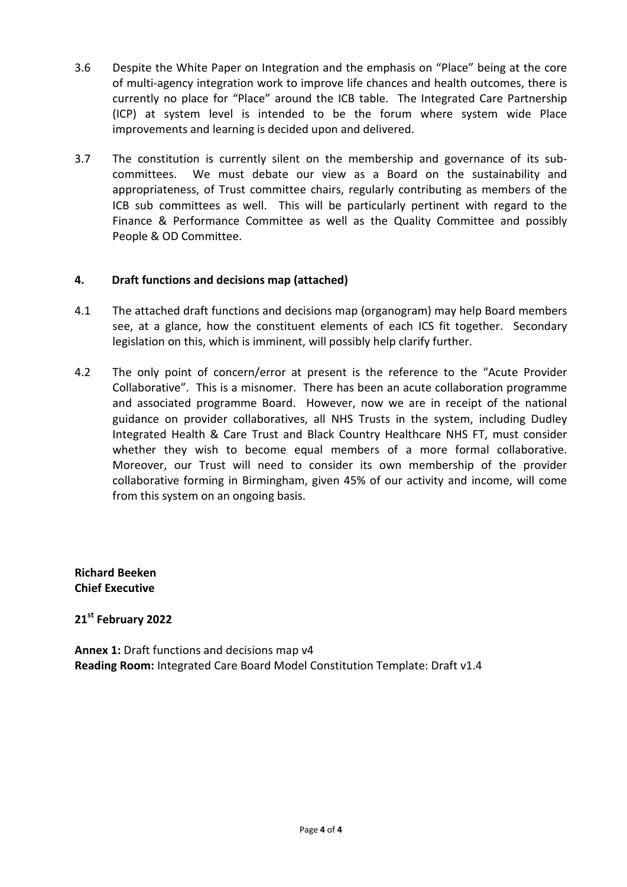3.6 Despite the White Paper on Integration and the emphasis on "Place" being at the core of multi-agency integration work to improve life chances and health outcomes, there is currently no place for "Place" around the ICB table. The Integrated Care Partnership (ICP) at system level is intended to be the forum where system wide Place improvements and learning is decided upon and delivered.

3.7 The constitution is currently silent on the membership and governance of its sub-committees. We must debate our view as a Board on the sustainability and appropriateness, of Trust committee chairs, regularly contributing as members of the ICB sub committees as well. This will be particularly pertinent with regard to the Finance & Performance Committee as well as the Quality Committee and possibly People & OD Committee.

## 4. Draft functions and decisions map (attached)

4.1 The attached draft functions and decisions map (organogram) may help Board members see, at a glance, how the constituent elements of each ICS fit together. Secondary legislation on this, which is imminent, will possibly help clarify further.

4.2 The only point of concern/error at present is the reference to the "Acute Provider Collaborative". This is a misnomer. There has been an acute collaboration programme and associated programme Board. However, now we are in receipt of the national guidance on provider collaboratives, all NHS Trusts in the system, including Dudley Integrated Health & Care Trust and Black Country Healthcare NHS FT, must consider whether they wish to become equal members of a more formal collaborative. Moreover, our Trust will need to consider its own membership of the provider collaborative forming in Birmingham, given 45% of our activity and income, will come from this system on an ongoing basis.

**Richard Beeken**
**Chief Executive**

**21st February 2022**

**Annex 1:** Draft functions and decisions map v4
**Reading Room:** Integrated Care Board Model Constitution Template: Draft v1.4